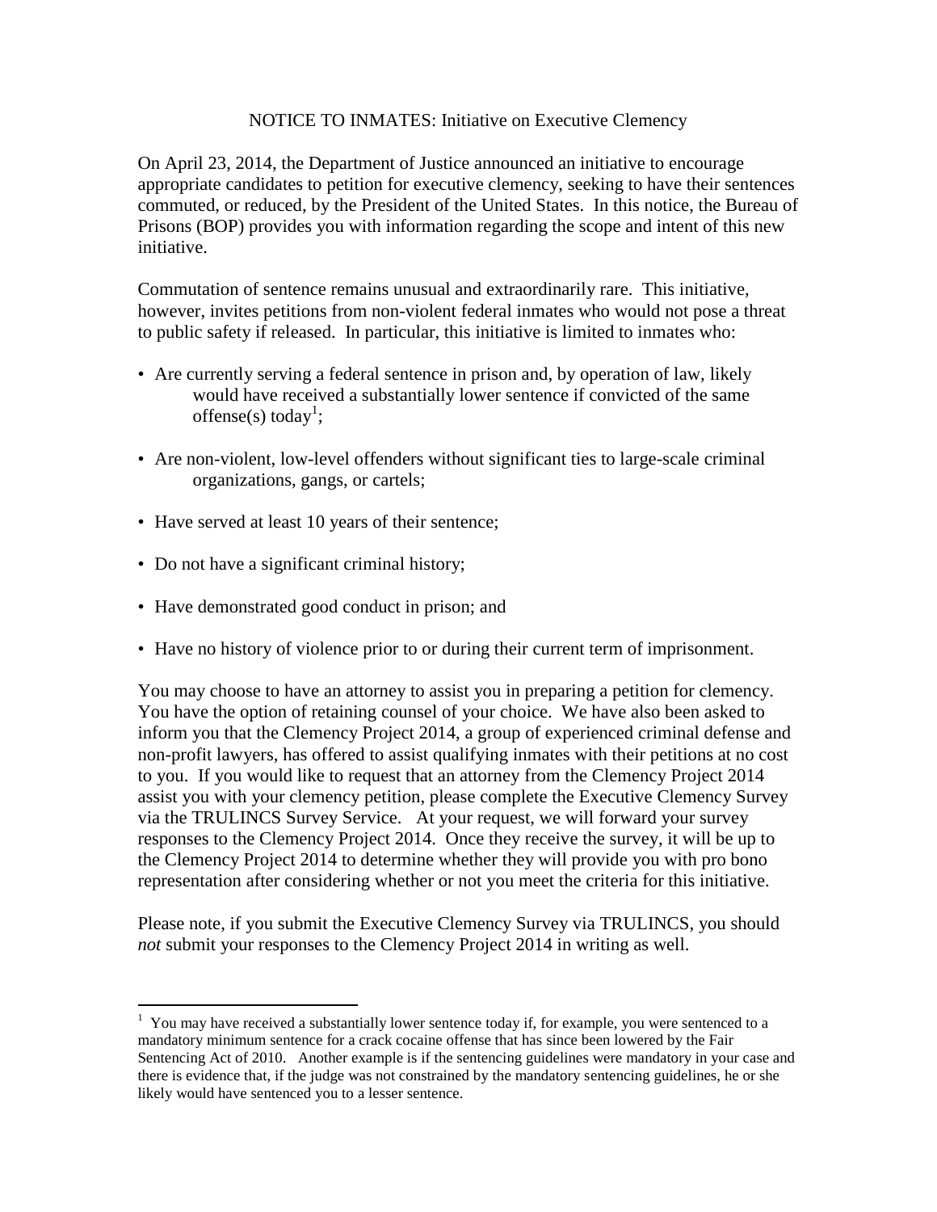# NOTICE TO INMATES: Initiative on Executive Clemency

On April 23, 2014, the Department of Justice announced an initiative to encourage appropriate candidates to petition for executive clemency, seeking to have their sentences commuted, or reduced, by the President of the United States. In this notice, the Bureau of Prisons (BOP) provides you with information regarding the scope and intent of this new initiative.

Commutation of sentence remains unusual and extraordinarily rare. This initiative, however, invites petitions from non-violent federal inmates who would not pose a threat to public safety if released. In particular, this initiative is limited to inmates who:

- Are currently serving a federal sentence in prison and, by operation of law, likely would have received a substantially lower sentence if convicted of the same offense(s) today[1];
- Are non-violent, low-level offenders without significant ties to large-scale criminal organizations, gangs, or cartels;
- Have served at least 10 years of their sentence;
- Do not have a significant criminal history;
- Have demonstrated good conduct in prison; and
- Have no history of violence prior to or during their current term of imprisonment.

You may choose to have an attorney to assist you in preparing a petition for clemency. You have the option of retaining counsel of your choice. We have also been asked to inform you that the Clemency Project 2014, a group of experienced criminal defense and non-profit lawyers, has offered to assist qualifying inmates with their petitions at no cost to you. If you would like to request that an attorney from the Clemency Project 2014 assist you with your clemency petition, please complete the Executive Clemency Survey via the TRULINCS Survey Service. At your request, we will forward your survey responses to the Clemency Project 2014. Once they receive the survey, it will be up to the Clemency Project 2014 to determine whether they will provide you with pro bono representation after considering whether or not you meet the criteria for this initiative.

Please note, if you submit the Executive Clemency Survey via TRULINCS, you should *not* submit your responses to the Clemency Project 2014 in writing as well.

---

[1] You may have received a substantially lower sentence today if, for example, you were sentenced to a mandatory minimum sentence for a crack cocaine offense that has since been lowered by the Fair Sentencing Act of 2010. Another example is if the sentencing guidelines were mandatory in your case and there is evidence that, if the judge was not constrained by the mandatory sentencing guidelines, he or she likely would have sentenced you to a lesser sentence.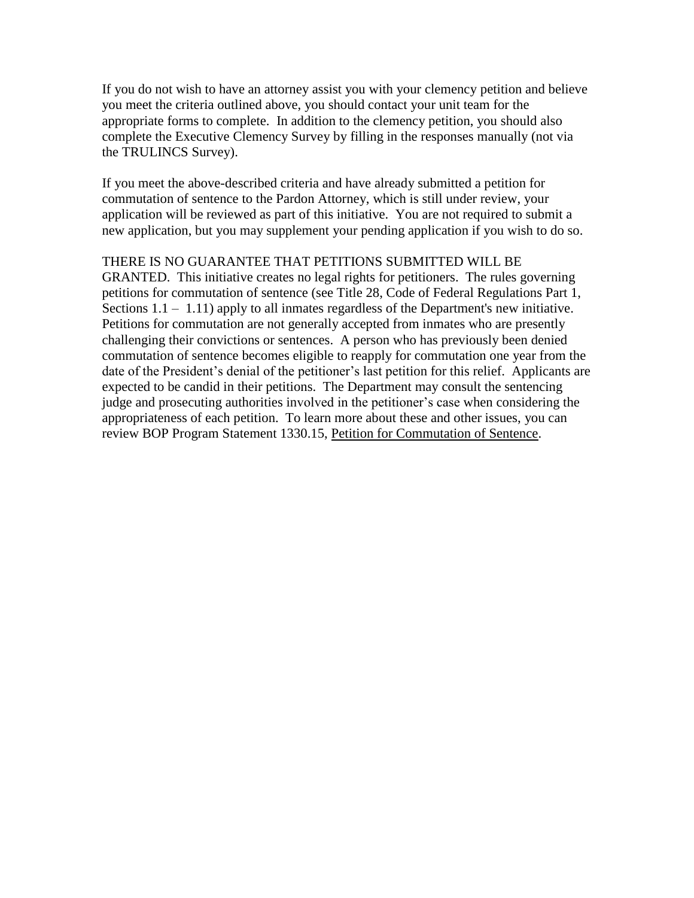If you do not wish to have an attorney assist you with your clemency petition and believe you meet the criteria outlined above, you should contact your unit team for the appropriate forms to complete. In addition to the clemency petition, you should also complete the Executive Clemency Survey by filling in the responses manually (not via the TRULINCS Survey).

If you meet the above-described criteria and have already submitted a petition for commutation of sentence to the Pardon Attorney, which is still under review, your application will be reviewed as part of this initiative. You are not required to submit a new application, but you may supplement your pending application if you wish to do so.

THERE IS NO GUARANTEE THAT PETITIONS SUBMITTED WILL BE GRANTED. This initiative creates no legal rights for petitioners. The rules governing petitions for commutation of sentence (see Title 28, Code of Federal Regulations Part 1, Sections 1.1 – 1.11) apply to all inmates regardless of the Department's new initiative. Petitions for commutation are not generally accepted from inmates who are presently challenging their convictions or sentences. A person who has previously been denied commutation of sentence becomes eligible to reapply for commutation one year from the date of the President's denial of the petitioner's last petition for this relief. Applicants are expected to be candid in their petitions. The Department may consult the sentencing judge and prosecuting authorities involved in the petitioner's case when considering the appropriateness of each petition. To learn more about these and other issues, you can review BOP Program Statement 1330.15, Petition for Commutation of Sentence.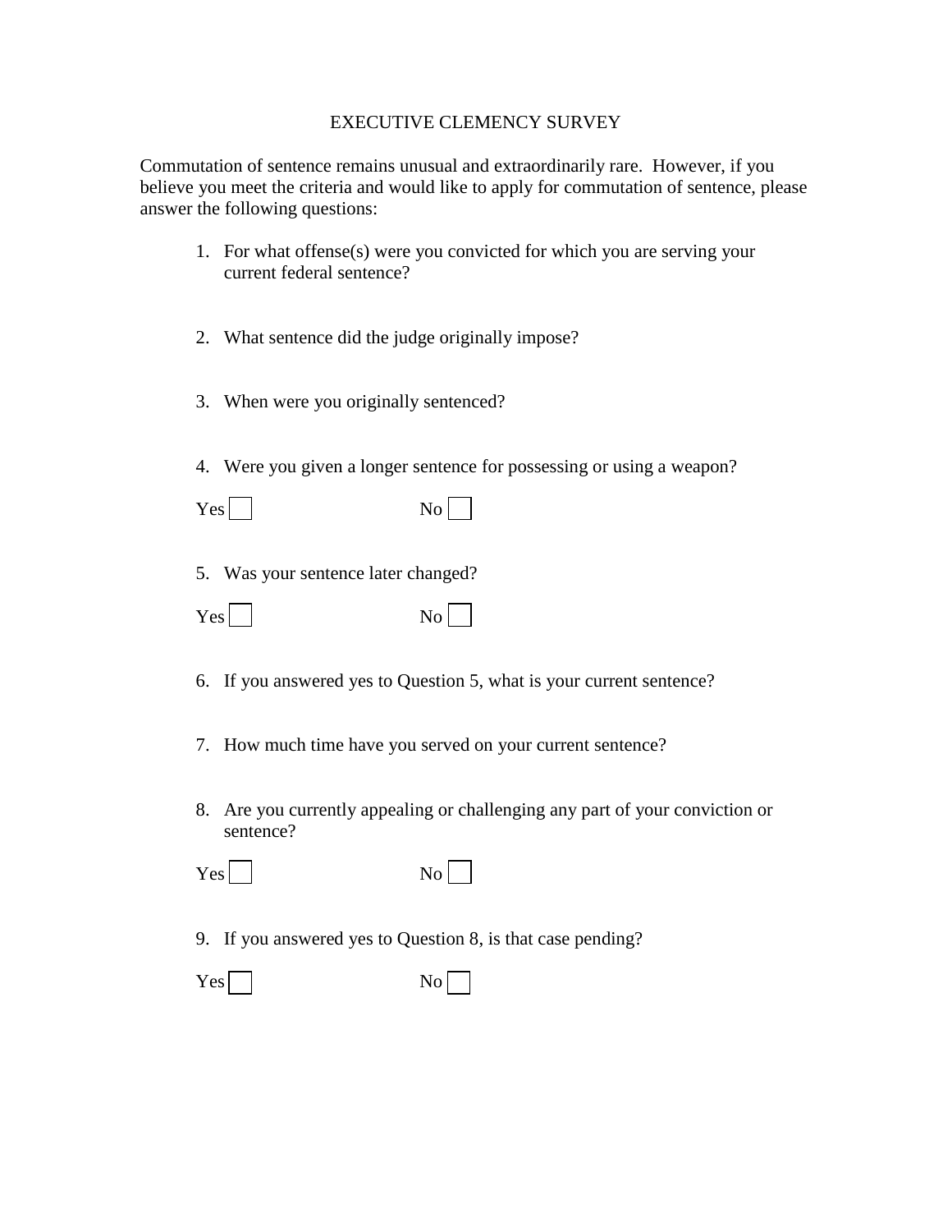# EXECUTIVE CLEMENCY SURVEY

Commutation of sentence remains unusual and extraordinarily rare. However, if you believe you meet the criteria and would like to apply for commutation of sentence, please answer the following questions:

1. For what offense(s) were you convicted for which you are serving your current federal sentence?

2. What sentence did the judge originally impose?

3. When were you originally sentenced?

4. Were you given a longer sentence for possessing or using a weapon?

   Yes ☐ No ☐

5. Was your sentence later changed?

   Yes ☐ No ☐

6. If you answered yes to Question 5, what is your current sentence?

7. How much time have you served on your current sentence?

8. Are you currently appealing or challenging any part of your conviction or sentence?

   Yes ☐ No ☐

9. If you answered yes to Question 8, is that case pending?

   Yes ☐ No ☐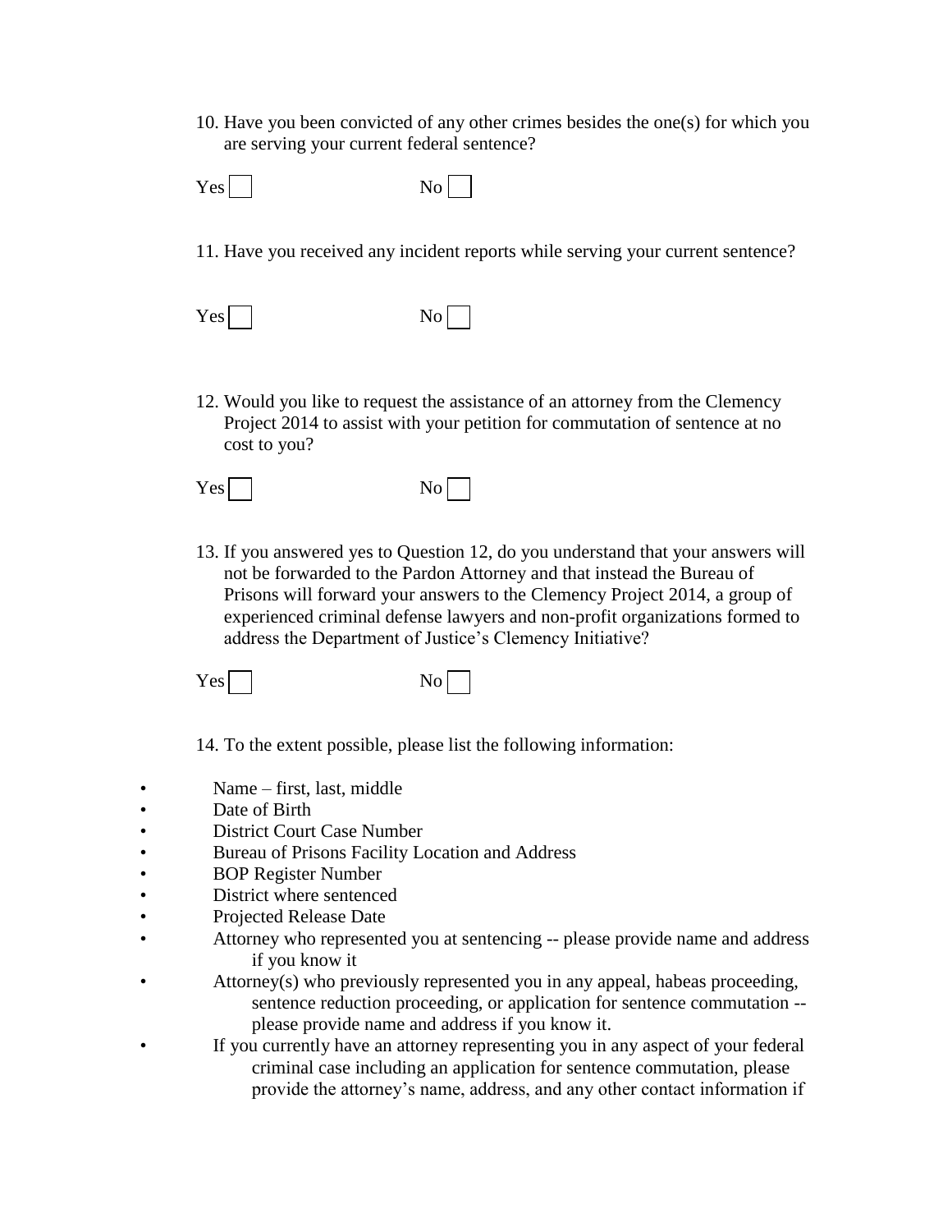10. Have you been convicted of any other crimes besides the one(s) for which you are serving your current federal sentence?

Yes ☐ No ☐

11. Have you received any incident reports while serving your current sentence?

Yes ☐ No ☐

12. Would you like to request the assistance of an attorney from the Clemency Project 2014 to assist with your petition for commutation of sentence at no cost to you?

Yes ☐ No ☐

13. If you answered yes to Question 12, do you understand that your answers will not be forwarded to the Pardon Attorney and that instead the Bureau of Prisons will forward your answers to the Clemency Project 2014, a group of experienced criminal defense lawyers and non-profit organizations formed to address the Department of Justice's Clemency Initiative?

Yes ☐ No ☐

14. To the extent possible, please list the following information:

- Name – first, last, middle
- Date of Birth
- District Court Case Number
- Bureau of Prisons Facility Location and Address
- BOP Register Number
- District where sentenced
- Projected Release Date
- Attorney who represented you at sentencing -- please provide name and address if you know it
- Attorney(s) who previously represented you in any appeal, habeas proceeding, sentence reduction proceeding, or application for sentence commutation -- please provide name and address if you know it.
- If you currently have an attorney representing you in any aspect of your federal criminal case including an application for sentence commutation, please provide the attorney's name, address, and any other contact information if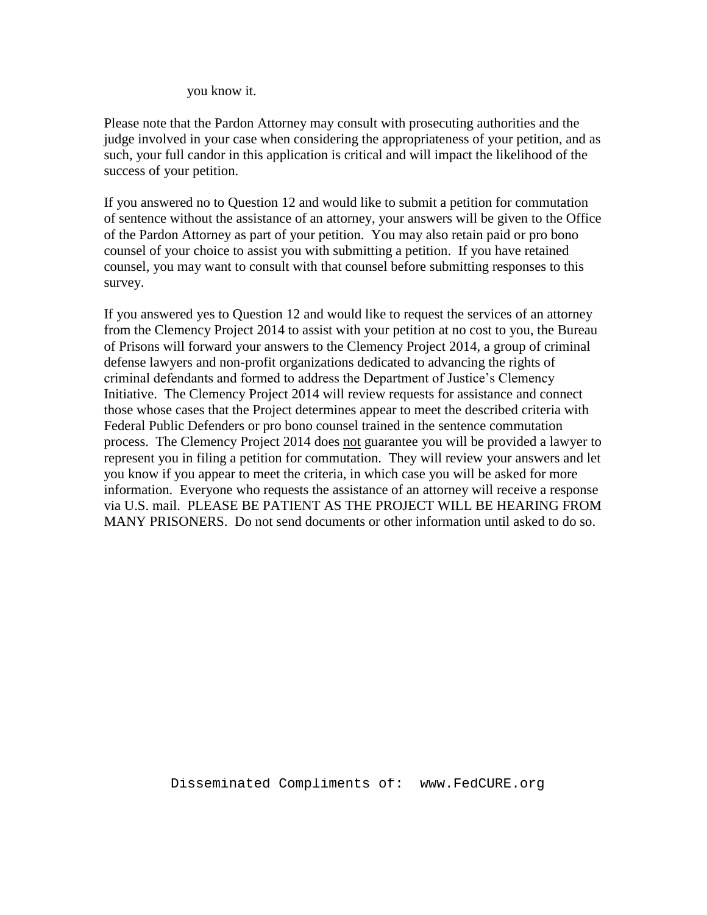you know it.

Please note that the Pardon Attorney may consult with prosecuting authorities and the judge involved in your case when considering the appropriateness of your petition, and as such, your full candor in this application is critical and will impact the likelihood of the success of your petition.

If you answered no to Question 12 and would like to submit a petition for commutation of sentence without the assistance of an attorney, your answers will be given to the Office of the Pardon Attorney as part of your petition. You may also retain paid or pro bono counsel of your choice to assist you with submitting a petition. If you have retained counsel, you may want to consult with that counsel before submitting responses to this survey.

If you answered yes to Question 12 and would like to request the services of an attorney from the Clemency Project 2014 to assist with your petition at no cost to you, the Bureau of Prisons will forward your answers to the Clemency Project 2014, a group of criminal defense lawyers and non-profit organizations dedicated to advancing the rights of criminal defendants and formed to address the Department of Justice's Clemency Initiative. The Clemency Project 2014 will review requests for assistance and connect those whose cases that the Project determines appear to meet the described criteria with Federal Public Defenders or pro bono counsel trained in the sentence commutation process. The Clemency Project 2014 does <u>not</u> guarantee you will be provided a lawyer to represent you in filing a petition for commutation. They will review your answers and let you know if you appear to meet the criteria, in which case you will be asked for more information. Everyone who requests the assistance of an attorney will receive a response via U.S. mail. PLEASE BE PATIENT AS THE PROJECT WILL BE HEARING FROM MANY PRISONERS. Do not send documents or other information until asked to do so.

Disseminated Compliments of: www.FedCURE.org